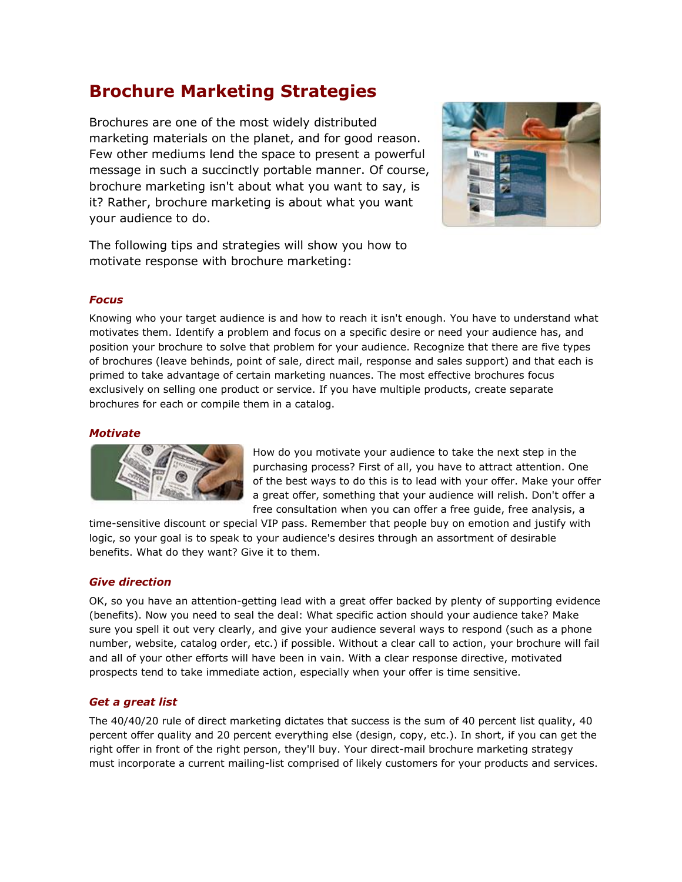# Brochure Marketing Strategies

Brochures are one of the most widely distributed marketing materials on the planet, and for good reason. Few other mediums lend the space to present a powerful message in such a succinctly portable manner. Of course, brochure marketing isn't about what you want to say, is it? Rather, brochure marketing is about what you want your audience to do.

The following tips and strategies will show you how to motivate response with brochure marketing:

### *Focus*

Knowing who your target audience is and how to reach it isn't enough. You have to understand what motivates them. Identify a problem and focus on a specific desire or need your audience has, and position your brochure to solve that problem for your audience. Recognize that there are five types of brochures (leave behinds, point of sale, direct mail, response and sales support) and that each is primed to take advantage of certain marketing nuances. The most effective brochures focus exclusively on selling one product or service. If you have multiple products, create separate brochures for each or compile them in a catalog.

### *Motivate*

How do you motivate your audience to take the next step in the purchasing process? First of all, you have to attract attention. One of the best ways to do this is to lead with your offer. Make your offer a great offer, something that your audience will relish. Don't offer a free consultation when you can offer a free guide, free analysis, a time-sensitive discount or special VIP pass. Remember that people buy on emotion and justify with logic, so your goal is to speak to your audience's desires through an assortment of desirable benefits. What do they want? Give it to them.

### *Give direction*

OK, so you have an attention-getting lead with a great offer backed by plenty of supporting evidence (benefits). Now you need to seal the deal: What specific action should your audience take? Make sure you spell it out very clearly, and give your audience several ways to respond (such as a phone number, website, catalog order, etc.) if possible. Without a clear call to action, your brochure will fail and all of your other efforts will have been in vain. With a clear response directive, motivated prospects tend to take immediate action, especially when your offer is time sensitive.

### *Get a great list*

The 40/40/20 rule of direct marketing dictates that success is the sum of 40 percent list quality, 40 percent offer quality and 20 percent everything else (design, copy, etc.). In short, if you can get the right offer in front of the right person, they'll buy. Your direct-mail brochure marketing strategy must incorporate a current mailing-list comprised of likely customers for your products and services.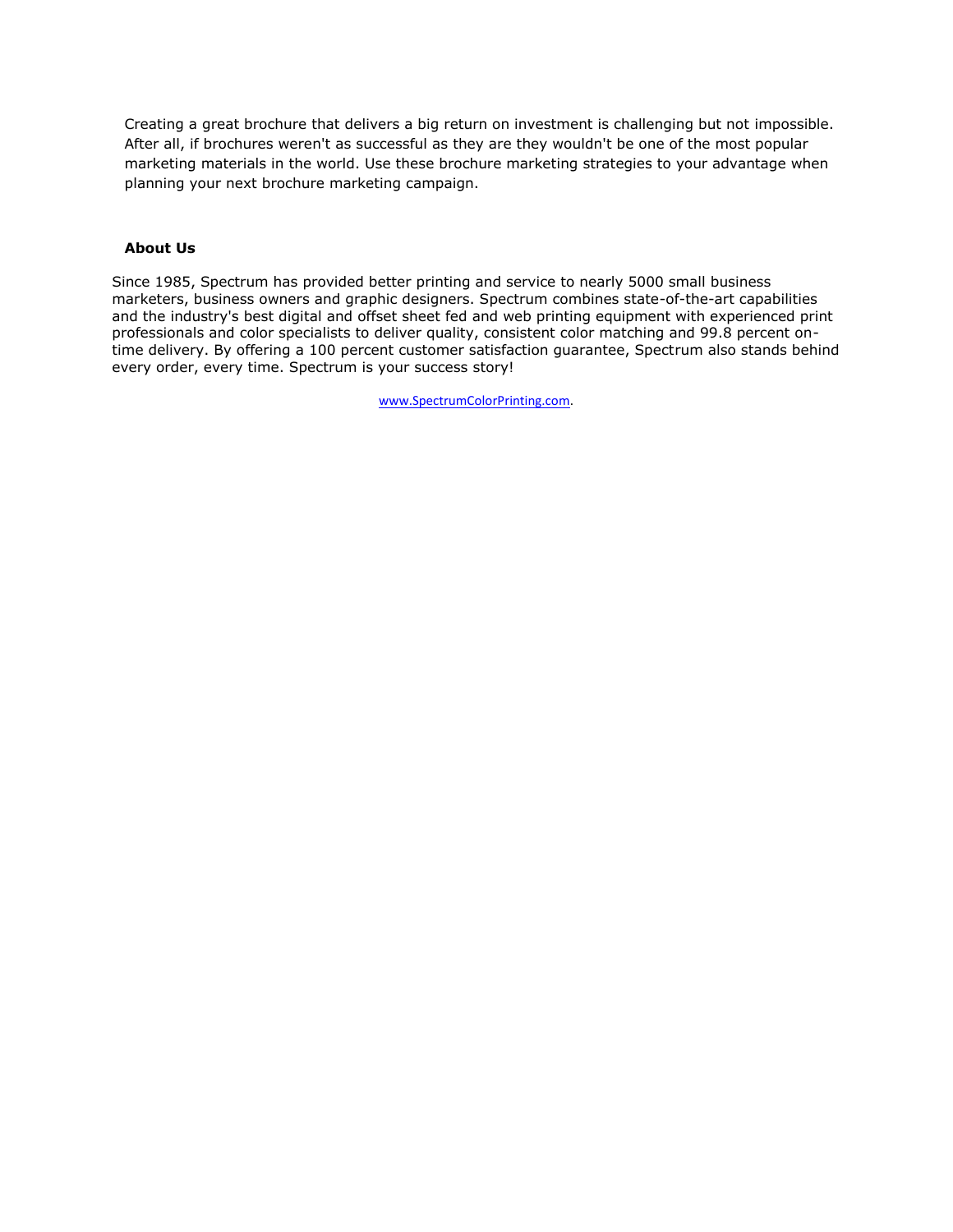Creating a great brochure that delivers a big return on investment is challenging but not impossible. After all, if brochures weren't as successful as they are they wouldn't be one of the most popular marketing materials in the world. Use these brochure marketing strategies to your advantage when planning your next brochure marketing campaign.

**About Us**

Since 1985, Spectrum has provided better printing and service to nearly 5000 small business marketers, business owners and graphic designers. Spectrum combines state-of-the-art capabilities and the industry's best digital and offset sheet fed and web printing equipment with experienced print professionals and color specialists to deliver quality, consistent color matching and 99.8 percent on-time delivery. By offering a 100 percent customer satisfaction guarantee, Spectrum also stands behind every order, every time. Spectrum is your success story!

www.SpectrumColorPrinting.com.